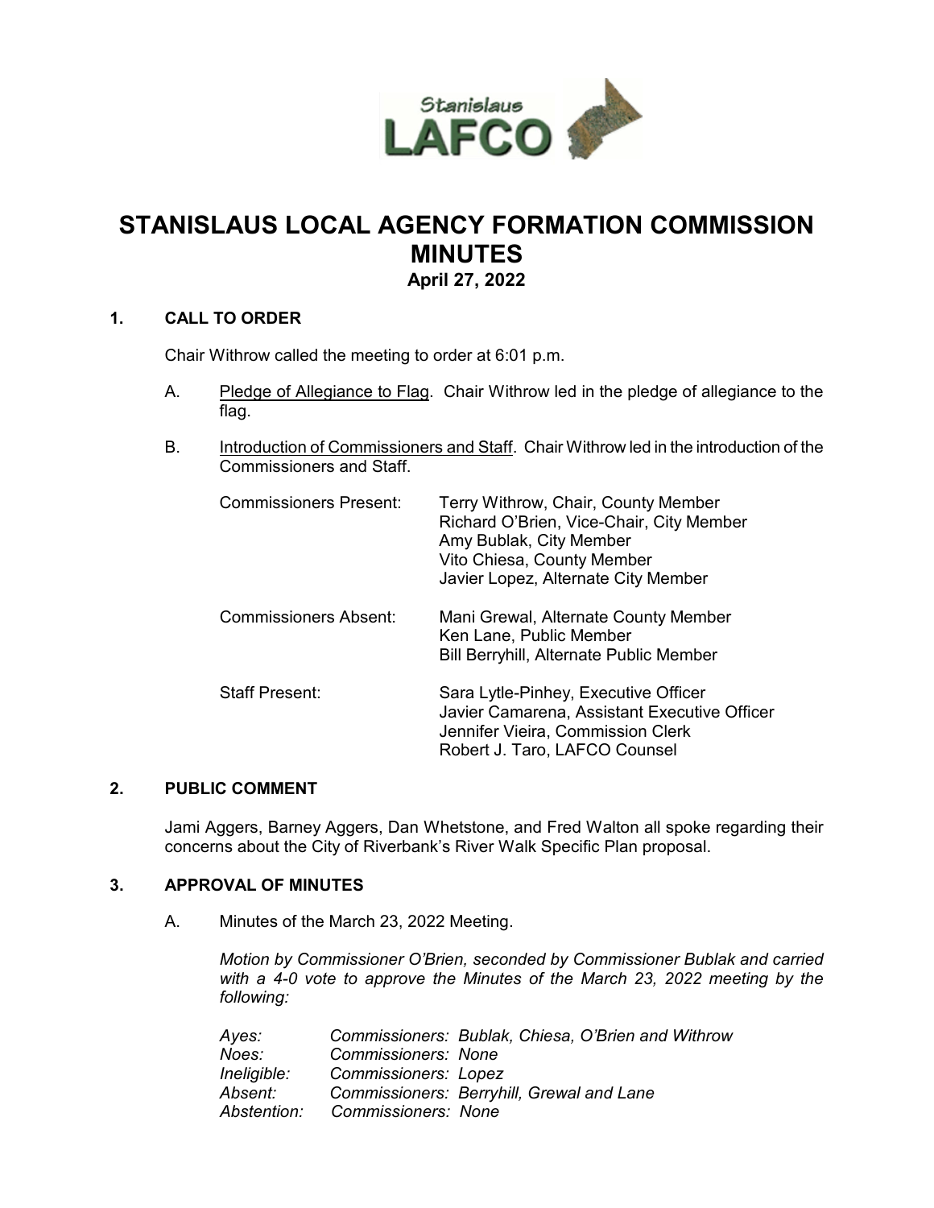# STANISLAUS LOCAL AGENCY FORMATION COMMISSION MINUTES

**April 27, 2022**

## 1. CALL TO ORDER

Chair Withrow called the meeting to order at 6:01 p.m.

A. Pledge of Allegiance to Flag. Chair Withrow led in the pledge of allegiance to the flag.

B. Introduction of Commissioners and Staff. Chair Withrow led in the introduction of the Commissioners and Staff.

| | |
|---|---|
| Commissioners Present: | Terry Withrow, Chair, County Member<br>Richard O'Brien, Vice-Chair, City Member<br>Amy Bublak, City Member<br>Vito Chiesa, County Member<br>Javier Lopez, Alternate City Member |
| Commissioners Absent: | Mani Grewal, Alternate County Member<br>Ken Lane, Public Member<br>Bill Berryhill, Alternate Public Member |
| Staff Present: | Sara Lytle-Pinhey, Executive Officer<br>Javier Camarena, Assistant Executive Officer<br>Jennifer Vieira, Commission Clerk<br>Robert J. Taro, LAFCO Counsel |

## 2. PUBLIC COMMENT

Jami Aggers, Barney Aggers, Dan Whetstone, and Fred Walton all spoke regarding their concerns about the City of Riverbank's River Walk Specific Plan proposal.

## 3. APPROVAL OF MINUTES

A. Minutes of the March 23, 2022 Meeting.

*Motion by Commissioner O'Brien, seconded by Commissioner Bublak and carried with a 4-0 vote to approve the Minutes of the March 23, 2022 meeting by the following:*

| | |
|---|---|
| *Ayes:* | *Commissioners: Bublak, Chiesa, O'Brien and Withrow* |
| *Noes:* | *Commissioners: None* |
| *Ineligible:* | *Commissioners: Lopez* |
| *Absent:* | *Commissioners: Berryhill, Grewal and Lane* |
| *Abstention:* | *Commissioners: None* |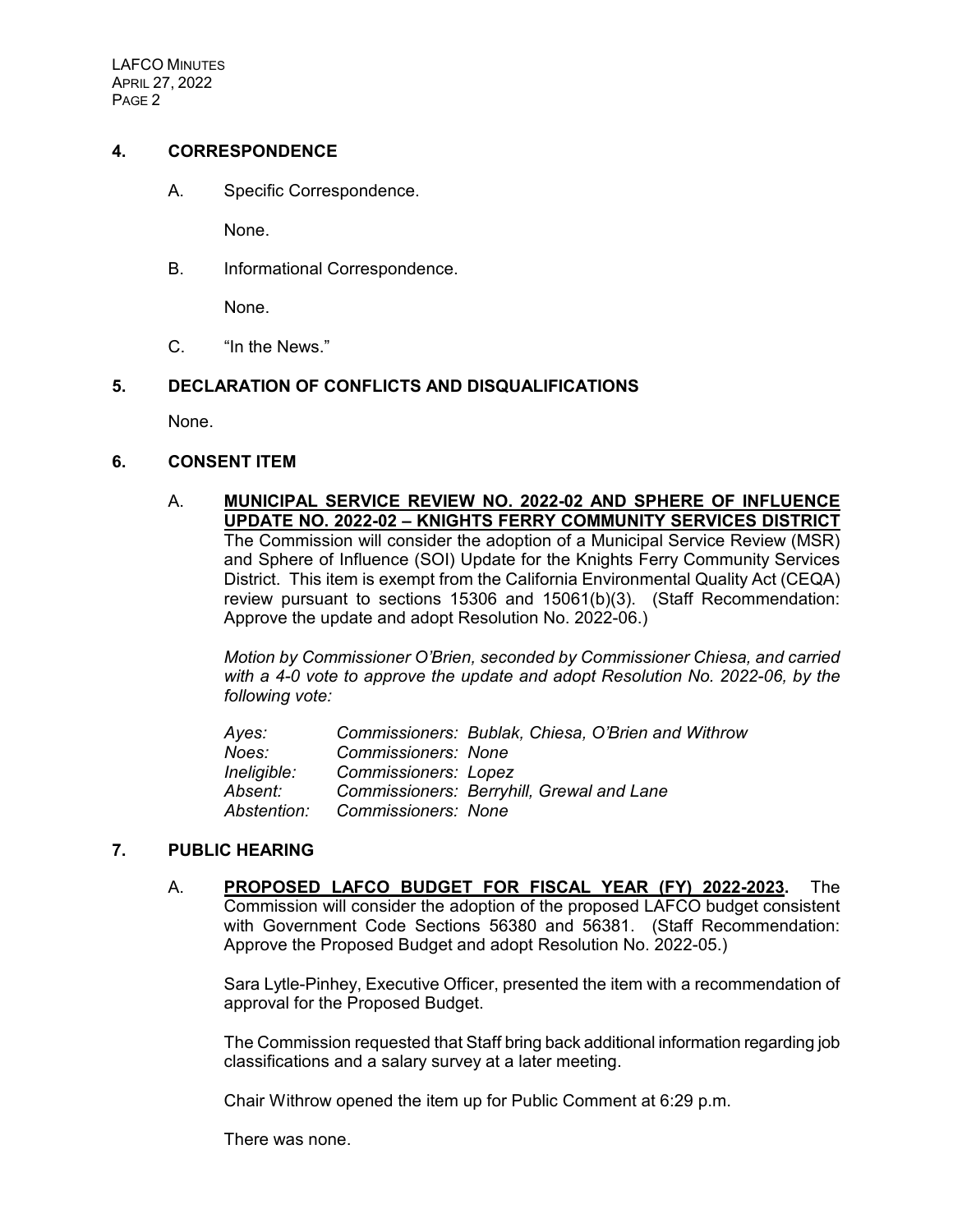## 4. CORRESPONDENCE

A. Specific Correspondence.

None.

B. Informational Correspondence.

None.

C. "In the News."

## 5. DECLARATION OF CONFLICTS AND DISQUALIFICATIONS

None.

## 6. CONSENT ITEM

A. **MUNICIPAL SERVICE REVIEW NO. 2022-02 AND SPHERE OF INFLUENCE UPDATE NO. 2022-02 – KNIGHTS FERRY COMMUNITY SERVICES DISTRICT** The Commission will consider the adoption of a Municipal Service Review (MSR) and Sphere of Influence (SOI) Update for the Knights Ferry Community Services District. This item is exempt from the California Environmental Quality Act (CEQA) review pursuant to sections 15306 and 15061(b)(3). (Staff Recommendation: Approve the update and adopt Resolution No. 2022-06.)

*Motion by Commissioner O'Brien, seconded by Commissioner Chiesa, and carried with a 4-0 vote to approve the update and adopt Resolution No. 2022-06, by the following vote:*

| | |
|---|---|
| *Ayes:* | *Commissioners: Bublak, Chiesa, O'Brien and Withrow* |
| *Noes:* | *Commissioners: None* |
| *Ineligible:* | *Commissioners: Lopez* |
| *Absent:* | *Commissioners: Berryhill, Grewal and Lane* |
| *Abstention:* | *Commissioners: None* |

## 7. PUBLIC HEARING

A. **PROPOSED LAFCO BUDGET FOR FISCAL YEAR (FY) 2022-2023.** The Commission will consider the adoption of the proposed LAFCO budget consistent with Government Code Sections 56380 and 56381. (Staff Recommendation: Approve the Proposed Budget and adopt Resolution No. 2022-05.)

Sara Lytle-Pinhey, Executive Officer, presented the item with a recommendation of approval for the Proposed Budget.

The Commission requested that Staff bring back additional information regarding job classifications and a salary survey at a later meeting.

Chair Withrow opened the item up for Public Comment at 6:29 p.m.

There was none.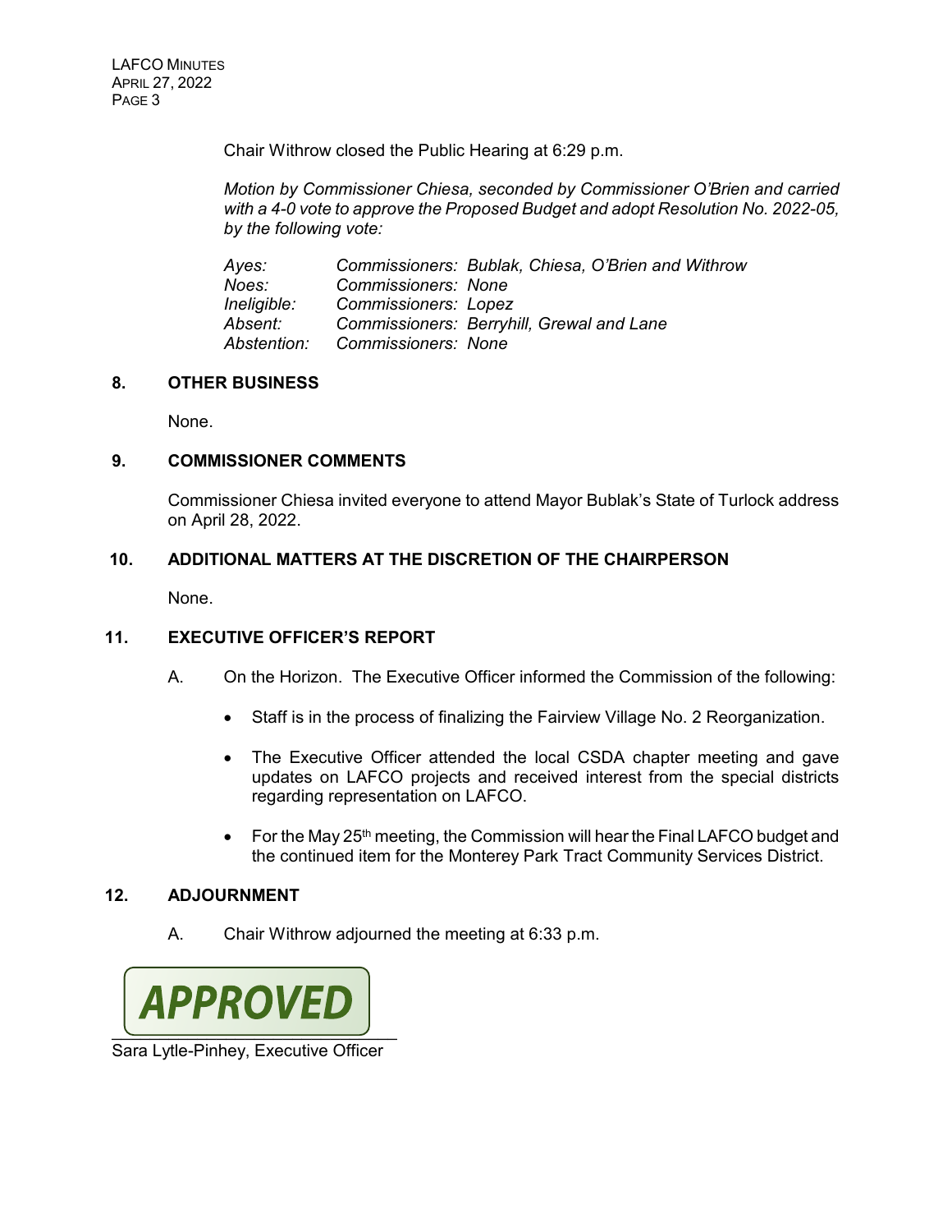Chair Withrow closed the Public Hearing at 6:29 p.m.

*Motion by Commissioner Chiesa, seconded by Commissioner O'Brien and carried with a 4-0 vote to approve the Proposed Budget and adopt Resolution No. 2022-05, by the following vote:*

| | |
|---|---|
| *Ayes:* | *Commissioners: Bublak, Chiesa, O'Brien and Withrow* |
| *Noes:* | *Commissioners: None* |
| *Ineligible:* | *Commissioners: Lopez* |
| *Absent:* | *Commissioners: Berryhill, Grewal and Lane* |
| *Abstention:* | *Commissioners: None* |

## 8. OTHER BUSINESS

None.

## 9. COMMISSIONER COMMENTS

Commissioner Chiesa invited everyone to attend Mayor Bublak's State of Turlock address on April 28, 2022.

## 10. ADDITIONAL MATTERS AT THE DISCRETION OF THE CHAIRPERSON

None.

## 11. EXECUTIVE OFFICER'S REPORT

A. On the Horizon. The Executive Officer informed the Commission of the following:

- Staff is in the process of finalizing the Fairview Village No. 2 Reorganization.
- The Executive Officer attended the local CSDA chapter meeting and gave updates on LAFCO projects and received interest from the special districts regarding representation on LAFCO.
- For the May 25th meeting, the Commission will hear the Final LAFCO budget and the continued item for the Monterey Park Tract Community Services District.

## 12. ADJOURNMENT

A. Chair Withrow adjourned the meeting at 6:33 p.m.

APPROVED

Sara Lytle-Pinhey, Executive Officer